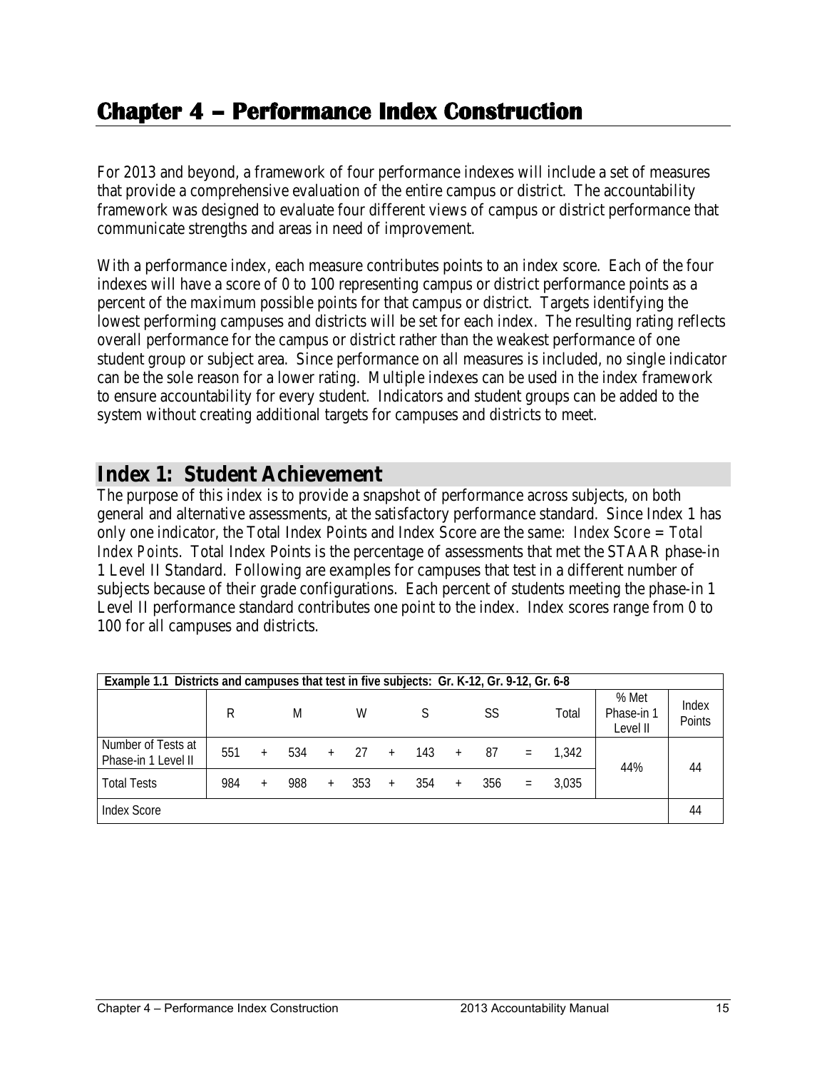# Chapter 4 – Performance Index Construction

For 2013 and beyond, a framework of four performance indexes will include a set of measures that provide a comprehensive evaluation of the entire campus or district. The accountability framework was designed to evaluate four different views of campus or district performance that communicate strengths and areas in need of improvement.

With a performance index, each measure contributes points to an index score. Each of the four indexes will have a score of 0 to 100 representing campus or district performance points as a percent of the maximum possible points for that campus or district. Targets identifying the lowest performing campuses and districts will be set for each index. The resulting rating reflects overall performance for the campus or district rather than the weakest performance of one student group or subject area. Since performance on all measures is included, no single indicator can be the sole reason for a lower rating. Multiple indexes can be used in the index framework to ensure accountability for every student. Indicators and student groups can be added to the system without creating additional targets for campuses and districts to meet.

## Index 1: Student Achievement

The purpose of this index is to provide a snapshot of performance across subjects, on both general and alternative assessments, at the satisfactory performance standard. Since Index 1 has only one indicator, the Total Index Points and Index Score are the same: *Index Score = Total Index Points*. Total Index Points is the percentage of assessments that met the STAAR phase-in 1 Level II Standard. Following are examples for campuses that test in a different number of subjects because of their grade configurations. Each percent of students meeting the phase-in 1 Level II performance standard contributes one point to the index. Index scores range from 0 to 100 for all campuses and districts.

| **Example 1.1 Districts and campuses that test in five subjects: Gr. K-12, Gr. 9-12, Gr. 6-8** | | | | | | | | | | | | | |
|---|---|---|---|---|---|---|---|---|---|---|---|---|---|
| | R | | M | | W | | S | | SS | | Total | % Met Phase-in 1 Level II | Index Points |
| Number of Tests at Phase-in 1 Level II | 551 | + | 534 | + | 27 | + | 143 | + | 87 | = | 1,342 | 44% | 44 |
| Total Tests | 984 | + | 988 | + | 353 | + | 354 | + | 356 | = | 3,035 | | |
| Index Score | | | | | | | | | | | | | 44 |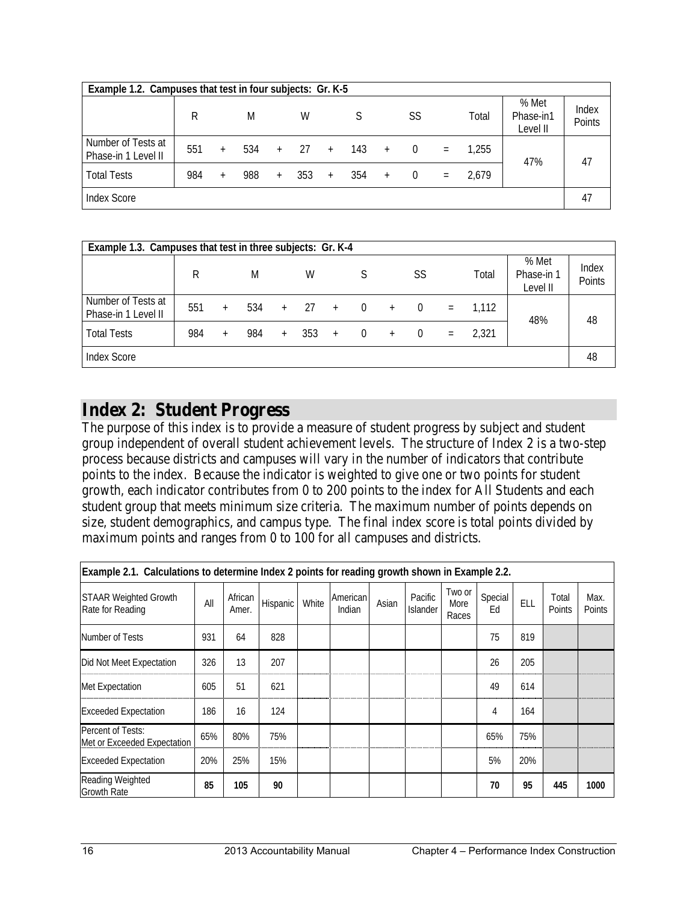| Example 1.2. Campuses that test in four subjects: Gr. K-5 | | | | | | | | | | | | | |
|---|---|---|---|---|---|---|---|---|---|---|---|---|---|
| | R | | M | | W | | S | | SS | | Total | % Met Phase-in1 Level II | Index Points |
| Number of Tests at Phase-in 1 Level II | 551 | + | 534 | + | 27 | + | 143 | + | 0 | = | 1,255 | 47% | 47 |
| Total Tests | 984 | + | 988 | + | 353 | + | 354 | + | 0 | = | 2,679 | | |
| Index Score | | | | | | | | | | | | | 47 |

| Example 1.3. Campuses that test in three subjects: Gr. K-4 | | | | | | | | | | | | | |
|---|---|---|---|---|---|---|---|---|---|---|---|---|---|
| | R | | M | | W | | S | | SS | | Total | % Met Phase-in 1 Level II | Index Points |
| Number of Tests at Phase-in 1 Level II | 551 | + | 534 | + | 27 | + | 0 | + | 0 | = | 1,112 | 48% | 48 |
| Total Tests | 984 | + | 984 | + | 353 | + | 0 | + | 0 | = | 2,321 | | |
| Index Score | | | | | | | | | | | | | 48 |

## Index 2: Student Progress

The purpose of this index is to provide a measure of student progress by subject and student group independent of overall student achievement levels. The structure of Index 2 is a two-step process because districts and campuses will vary in the number of indicators that contribute points to the index. Because the indicator is weighted to give one or two points for student growth, each indicator contributes from 0 to 200 points to the index for All Students and each student group that meets minimum size criteria. The maximum number of points depends on size, student demographics, and campus type. The final index score is total points divided by maximum points and ranges from 0 to 100 for all campuses and districts.

| Example 2.1. Calculations to determine Index 2 points for reading growth shown in Example 2.2. | | | | | | | | | | | | |
|---|---|---|---|---|---|---|---|---|---|---|---|---|
| STAAR Weighted Growth Rate for Reading | All | African Amer. | Hispanic | White | American Indian | Asian | Pacific Islander | Two or More Races | Special Ed | ELL | Total Points | Max. Points |
| Number of Tests | 931 | 64 | 828 | | | | | | 75 | 819 | | |
| Did Not Meet Expectation | 326 | 13 | 207 | | | | | | 26 | 205 | | |
| Met Expectation | 605 | 51 | 621 | | | | | | 49 | 614 | | |
| Exceeded Expectation | 186 | 16 | 124 | | | | | | 4 | 164 | | |
| Percent of Tests: Met or Exceeded Expectation | 65% | 80% | 75% | | | | | | 65% | 75% | | |
| Exceeded Expectation | 20% | 25% | 15% | | | | | | 5% | 20% | | |
| Reading Weighted Growth Rate | **85** | **105** | **90** | | | | | | **70** | **95** | **445** | **1000** |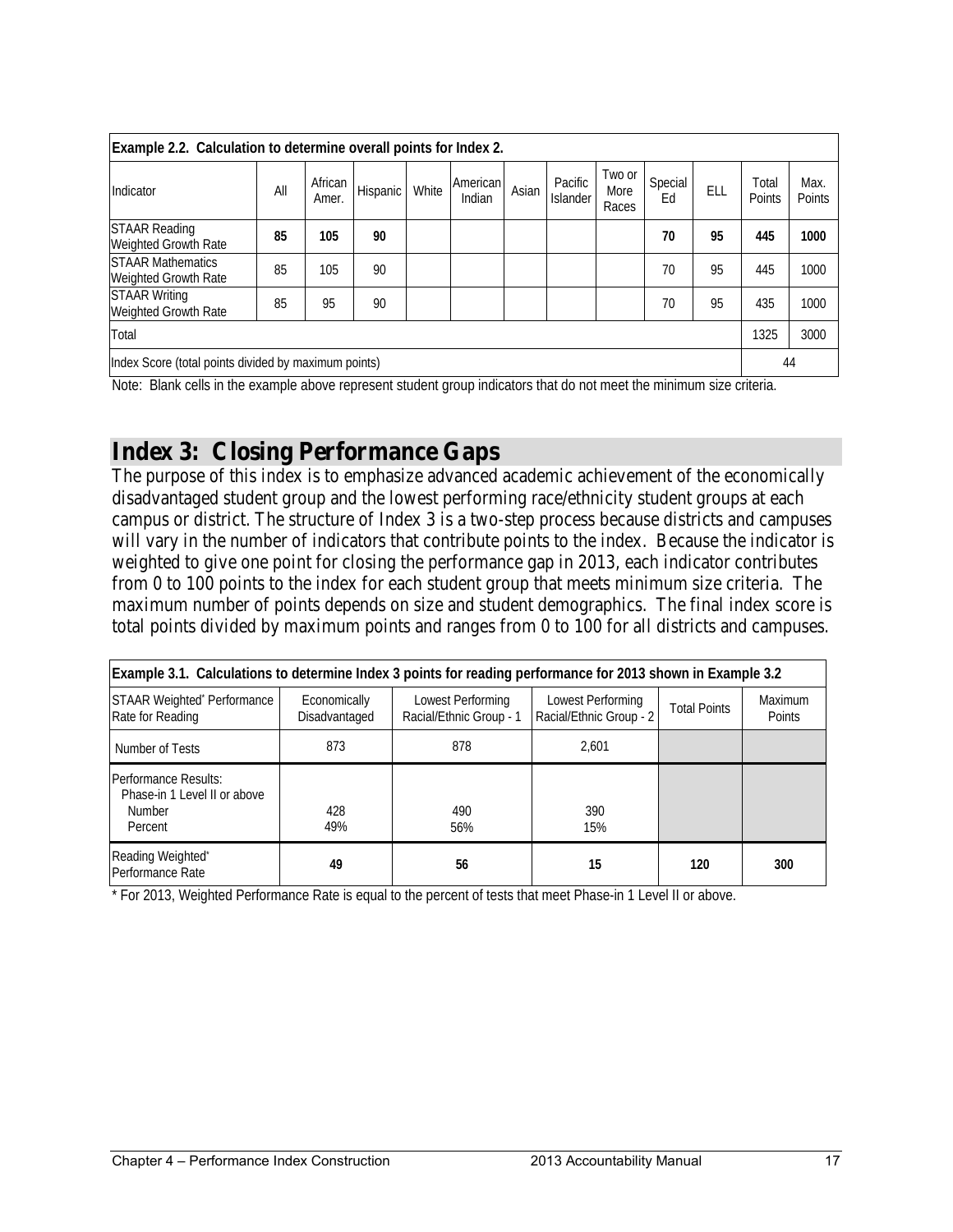| Example 2.2. Calculation to determine overall points for Index 2. | | | | | | | | | | | | |
|---|---|---|---|---|---|---|---|---|---|---|---|---|
| Indicator | All | African Amer. | Hispanic | White | American Indian | Asian | Pacific Islander | Two or More Races | Special Ed | ELL | Total Points | Max. Points |
| STAAR Reading Weighted Growth Rate | **85** | **105** | **90** | | | | | | **70** | **95** | **445** | **1000** |
| STAAR Mathematics Weighted Growth Rate | 85 | 105 | 90 | | | | | | 70 | 95 | 445 | 1000 |
| STAAR Writing Weighted Growth Rate | 85 | 95 | 90 | | | | | | 70 | 95 | 435 | 1000 |
| Total | | | | | | | | | | | 1325 | 3000 |
| Index Score (total points divided by maximum points) | | | | | | | | | | | 44 | |

Note: Blank cells in the example above represent student group indicators that do not meet the minimum size criteria.

## Index 3: Closing Performance Gaps

The purpose of this index is to emphasize advanced academic achievement of the economically disadvantaged student group and the lowest performing race/ethnicity student groups at each campus or district. The structure of Index 3 is a two-step process because districts and campuses will vary in the number of indicators that contribute points to the index. Because the indicator is weighted to give one point for closing the performance gap in 2013, each indicator contributes from 0 to 100 points to the index for each student group that meets minimum size criteria. The maximum number of points depends on size and student demographics. The final index score is total points divided by maximum points and ranges from 0 to 100 for all districts and campuses.

| Example 3.1. Calculations to determine Index 3 points for reading performance for 2013 shown in Example 3.2 | | | | | |
|---|---|---|---|---|---|
| STAAR Weighted* Performance Rate for Reading | Economically Disadvantaged | Lowest Performing Racial/Ethnic Group - 1 | Lowest Performing Racial/Ethnic Group - 2 | Total Points | Maximum Points |
| Number of Tests | 873 | 878 | 2,601 | | |
| Performance Results: Phase-in 1 Level II or above Number Percent | 428 49% | 490 56% | 390 15% | | |
| Reading Weighted* Performance Rate | **49** | **56** | **15** | **120** | **300** |

* For 2013, Weighted Performance Rate is equal to the percent of tests that meet Phase-in 1 Level II or above.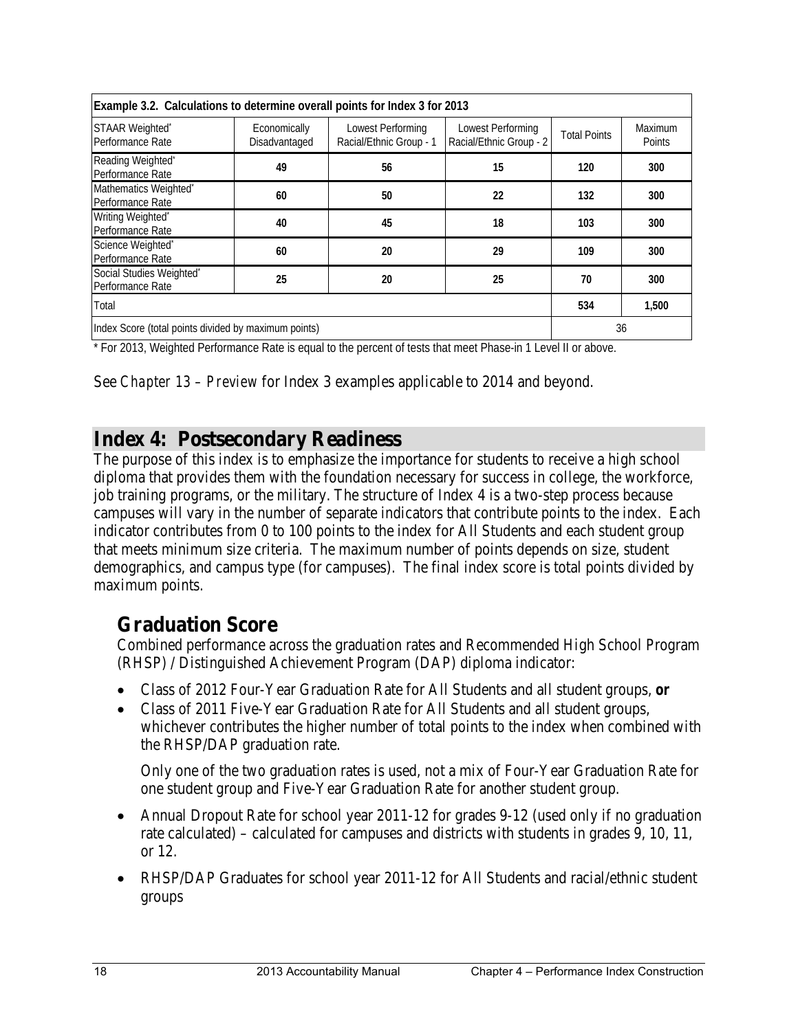| Example 3.2. Calculations to determine overall points for Index 3 for 2013 | | | | | |
|---|---|---|---|---|---|
| STAAR Weighted* Performance Rate | Economically Disadvantaged | Lowest Performing Racial/Ethnic Group - 1 | Lowest Performing Racial/Ethnic Group - 2 | Total Points | Maximum Points |
| Reading Weighted* Performance Rate | 49 | 56 | 15 | 120 | 300 |
| Mathematics Weighted* Performance Rate | 60 | 50 | 22 | 132 | 300 |
| Writing Weighted* Performance Rate | 40 | 45 | 18 | 103 | 300 |
| Science Weighted* Performance Rate | 60 | 20 | 29 | 109 | 300 |
| Social Studies Weighted* Performance Rate | 25 | 20 | 25 | 70 | 300 |
| Total | | | | 534 | 1,500 |
| Index Score (total points divided by maximum points) | | | | 36 | |

* For 2013, Weighted Performance Rate is equal to the percent of tests that meet Phase-in 1 Level II or above.

See *Chapter 13 – Preview* for Index 3 examples applicable to 2014 and beyond.

# Index 4: Postsecondary Readiness

The purpose of this index is to emphasize the importance for students to receive a high school diploma that provides them with the foundation necessary for success in college, the workforce, job training programs, or the military. The structure of Index 4 is a two-step process because campuses will vary in the number of separate indicators that contribute points to the index. Each indicator contributes from 0 to 100 points to the index for All Students and each student group that meets minimum size criteria. The maximum number of points depends on size, student demographics, and campus type (for campuses). The final index score is total points divided by maximum points.

## Graduation Score

Combined performance across the graduation rates and Recommended High School Program (RHSP) / Distinguished Achievement Program (DAP) diploma indicator:

- Class of 2012 Four-Year Graduation Rate for All Students and all student groups, **or**
- Class of 2011 Five-Year Graduation Rate for All Students and all student groups, whichever contributes the higher number of total points to the index when combined with the RHSP/DAP graduation rate.

  Only one of the two graduation rates is used, not a mix of Four-Year Graduation Rate for one student group and Five-Year Graduation Rate for another student group.

- Annual Dropout Rate for school year 2011-12 for grades 9-12 (used only if no graduation rate calculated) – calculated for campuses and districts with students in grades 9, 10, 11, or 12.
- RHSP/DAP Graduates for school year 2011-12 for All Students and racial/ethnic student groups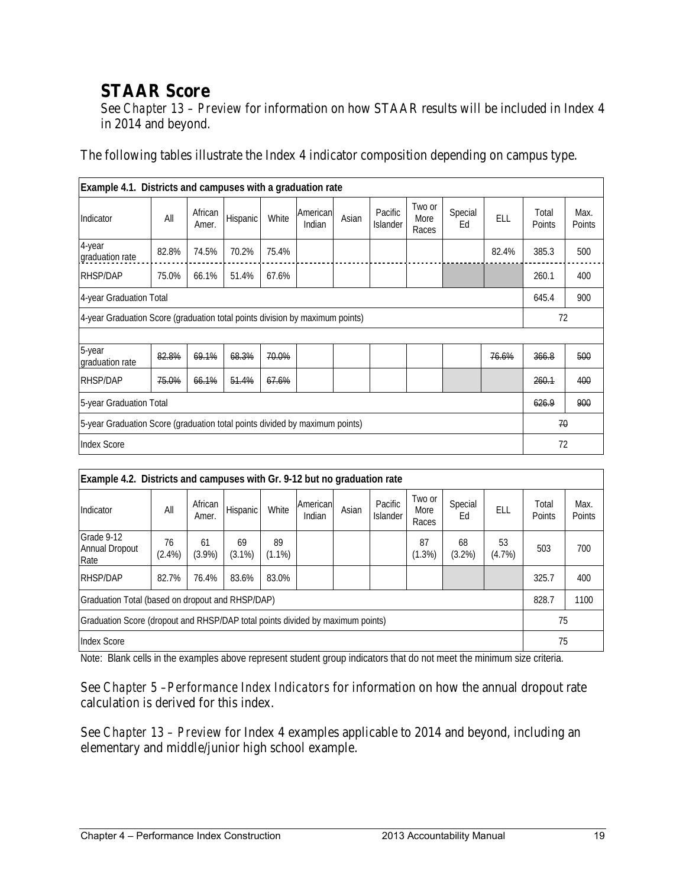## STAAR Score

See *Chapter 13 – Preview* for information on how STAAR results will be included in Index 4 in 2014 and beyond.

The following tables illustrate the Index 4 indicator composition depending on campus type.

| Example 4.1. Districts and campuses with a graduation rate | | | | | | | | | | | | |
|---|---|---|---|---|---|---|---|---|---|---|---|---|
| Indicator | All | African Amer. | Hispanic | White | American Indian | Asian | Pacific Islander | Two or More Races | Special Ed | ELL | Total Points | Max. Points |
| 4-year graduation rate | 82.8% | 74.5% | 70.2% | 75.4% | | | | | | 82.4% | 385.3 | 500 |
| RHSP/DAP | 75.0% | 66.1% | 51.4% | 67.6% | | | | | | | 260.1 | 400 |
| 4-year Graduation Total | | | | | | | | | | | 645.4 | 900 |
| 4-year Graduation Score (graduation total points division by maximum points) | | | | | | | | | | | 72 | |
| | | | | | | | | | | | | |
| 5-year graduation rate | ~~82.8%~~ | ~~69.1%~~ | ~~68.3%~~ | ~~70.0%~~ | | | | | | ~~76.6%~~ | ~~366.8~~ | ~~500~~ |
| RHSP/DAP | ~~75.0%~~ | ~~66.1%~~ | ~~51.4%~~ | ~~67.6%~~ | | | | | | | ~~260.1~~ | ~~400~~ |
| 5-year Graduation Total | | | | | | | | | | | ~~626.9~~ | ~~900~~ |
| 5-year Graduation Score (graduation total points divided by maximum points) | | | | | | | | | | | ~~70~~ | |
| Index Score | | | | | | | | | | | 72 | |

| Example 4.2. Districts and campuses with Gr. 9-12 but no graduation rate | | | | | | | | | | | | |
|---|---|---|---|---|---|---|---|---|---|---|---|---|
| Indicator | All | African Amer. | Hispanic | White | American Indian | Asian | Pacific Islander | Two or More Races | Special Ed | ELL | Total Points | Max. Points |
| Grade 9-12 Annual Dropout Rate | 76 (2.4%) | 61 (3.9%) | 69 (3.1%) | 89 (1.1%) | | | | 87 (1.3%) | 68 (3.2%) | 53 (4.7%) | 503 | 700 |
| RHSP/DAP | 82.7% | 76.4% | 83.6% | 83.0% | | | | | | | 325.7 | 400 |
| Graduation Total (based on dropout and RHSP/DAP) | | | | | | | | | | | 828.7 | 1100 |
| Graduation Score (dropout and RHSP/DAP total points divided by maximum points) | | | | | | | | | | | 75 | |
| Index Score | | | | | | | | | | | 75 | |

Note: Blank cells in the examples above represent student group indicators that do not meet the minimum size criteria.

See *Chapter 5 –Performance Index Indicators* for information on how the annual dropout rate calculation is derived for this index.

See *Chapter 13 – Preview* for Index 4 examples applicable to 2014 and beyond, including an elementary and middle/junior high school example.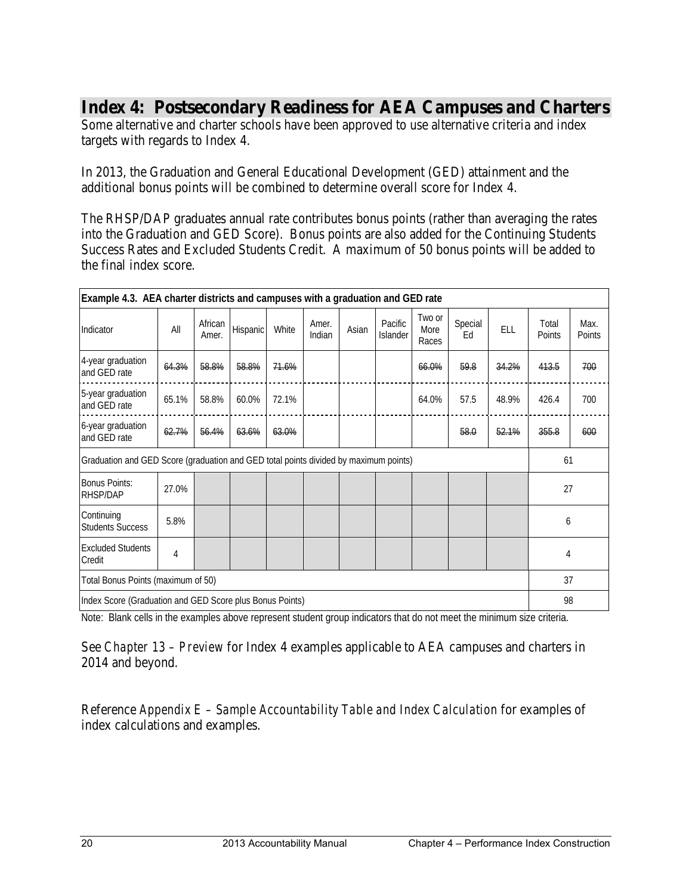# Index 4: Postsecondary Readiness for AEA Campuses and Charters

Some alternative and charter schools have been approved to use alternative criteria and index targets with regards to Index 4.

In 2013, the Graduation and General Educational Development (GED) attainment and the additional bonus points will be combined to determine overall score for Index 4.

The RHSP/DAP graduates annual rate contributes bonus points (rather than averaging the rates into the Graduation and GED Score). Bonus points are also added for the Continuing Students Success Rates and Excluded Students Credit. A maximum of 50 bonus points will be added to the final index score.

| Example 4.3. AEA charter districts and campuses with a graduation and GED rate | | | | | | | | | | | | |
|---|---|---|---|---|---|---|---|---|---|---|---|---|
| Indicator | All | African Amer. | Hispanic | White | Amer. Indian | Asian | Pacific Islander | Two or More Races | Special Ed | ELL | Total Points | Max. Points |
| 4-year graduation and GED rate | ~~64.3%~~ | ~~58.8%~~ | ~~58.8%~~ | ~~71.6%~~ | | | | ~~66.0%~~ | ~~59.8~~ | ~~34.2%~~ | ~~413.5~~ | ~~700~~ |
| 5-year graduation and GED rate | 65.1% | 58.8% | 60.0% | 72.1% | | | | 64.0% | 57.5 | 48.9% | 426.4 | 700 |
| 6-year graduation and GED rate | ~~62.7%~~ | ~~56.4%~~ | ~~63.6%~~ | ~~63.0%~~ | | | | | ~~58.0~~ | ~~52.1%~~ | ~~355.8~~ | ~~600~~ |
| Graduation and GED Score (graduation and GED total points divided by maximum points) | | | | | | | | | | | 61 | |
| Bonus Points: RHSP/DAP | 27.0% | | | | | | | | | | 27 | |
| Continuing Students Success | 5.8% | | | | | | | | | | 6 | |
| Excluded Students Credit | 4 | | | | | | | | | | 4 | |
| Total Bonus Points (maximum of 50) | | | | | | | | | | | 37 | |
| Index Score (Graduation and GED Score plus Bonus Points) | | | | | | | | | | | 98 | |

Note: Blank cells in the examples above represent student group indicators that do not meet the minimum size criteria.

See *Chapter 13 – Preview* for Index 4 examples applicable to AEA campuses and charters in 2014 and beyond.

Reference *Appendix E – Sample Accountability Table and Index Calculation* for examples of index calculations and examples.